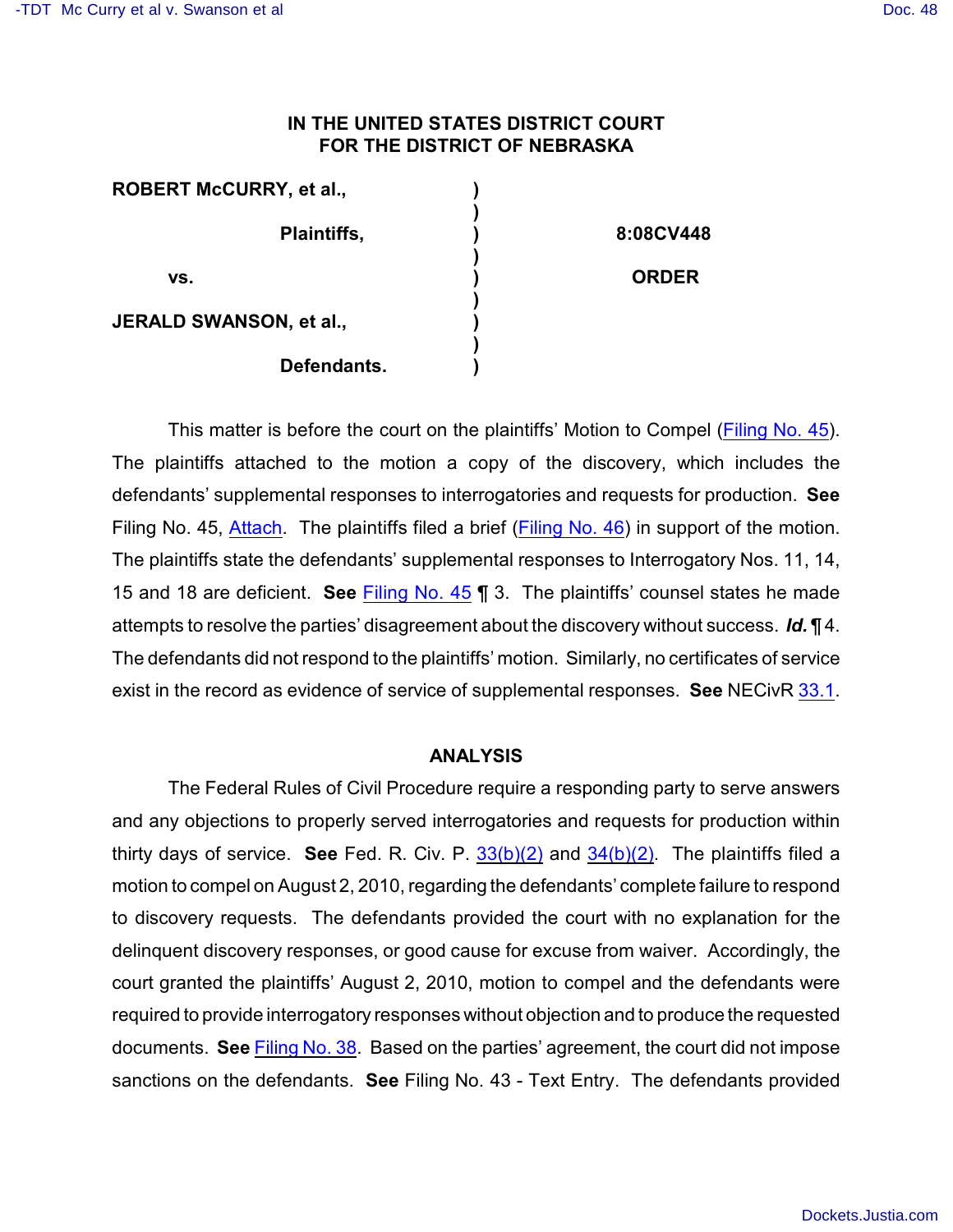**IN THE UNITED STATES DISTRICT COURT**
**FOR THE DISTRICT OF NEBRASKA**

| | | |
|---|---|---|
| **ROBERT McCURRY, et al.,** | ) | |
| | ) | |
| **Plaintiffs,** | ) | **8:08CV448** |
| | ) | |
| **vs.** | ) | **ORDER** |
| | ) | |
| **JERALD SWANSON, et al.,** | ) | |
| | ) | |
| **Defendants.** | ) | |

This matter is before the court on the plaintiffs' Motion to Compel (Filing No. 45). The plaintiffs attached to the motion a copy of the discovery, which includes the defendants' supplemental responses to interrogatories and requests for production. **See** Filing No. 45, Attach. The plaintiffs filed a brief (Filing No. 46) in support of the motion. The plaintiffs state the defendants' supplemental responses to Interrogatory Nos. 11, 14, 15 and 18 are deficient. **See** Filing No. 45 ¶ 3. The plaintiffs' counsel states he made attempts to resolve the parties' disagreement about the discovery without success. ***Id.*** ¶ 4. The defendants did not respond to the plaintiffs' motion. Similarly, no certificates of service exist in the record as evidence of service of supplemental responses. **See** NECivR 33.1.

## ANALYSIS

The Federal Rules of Civil Procedure require a responding party to serve answers and any objections to properly served interrogatories and requests for production within thirty days of service. **See** Fed. R. Civ. P. 33(b)(2) and 34(b)(2). The plaintiffs filed a motion to compel on August 2, 2010, regarding the defendants' complete failure to respond to discovery requests. The defendants provided the court with no explanation for the delinquent discovery responses, or good cause for excuse from waiver. Accordingly, the court granted the plaintiffs' August 2, 2010, motion to compel and the defendants were required to provide interrogatory responses without objection and to produce the requested documents. **See** Filing No. 38. Based on the parties' agreement, the court did not impose sanctions on the defendants. **See** Filing No. 43 - Text Entry. The defendants provided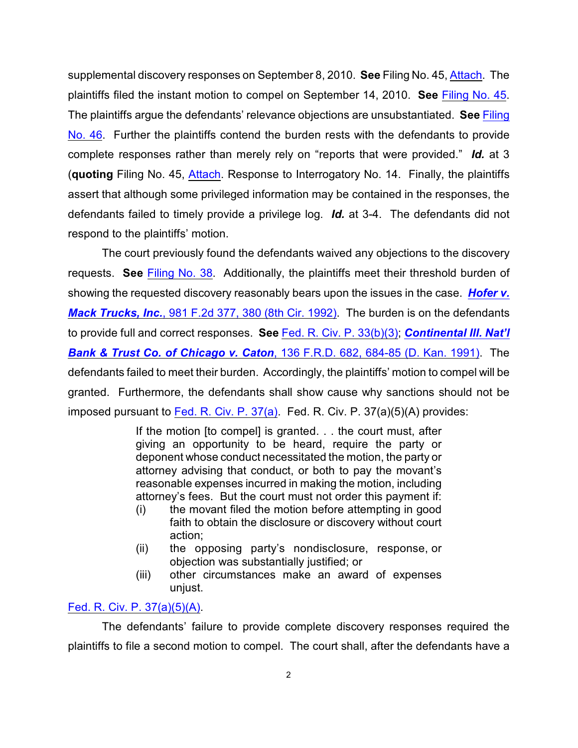supplemental discovery responses on September 8, 2010. **See** Filing No. 45, Attach. The plaintiffs filed the instant motion to compel on September 14, 2010. **See** Filing No. 45. The plaintiffs argue the defendants' relevance objections are unsubstantiated. **See** Filing No. 46. Further the plaintiffs contend the burden rests with the defendants to provide complete responses rather than merely rely on "reports that were provided." ***Id.*** at 3 (**quoting** Filing No. 45, Attach. Response to Interrogatory No. 14. Finally, the plaintiffs assert that although some privileged information may be contained in the responses, the defendants failed to timely provide a privilege log. ***Id.*** at 3-4. The defendants did not respond to the plaintiffs' motion.

The court previously found the defendants waived any objections to the discovery requests. **See** Filing No. 38. Additionally, the plaintiffs meet their threshold burden of showing the requested discovery reasonably bears upon the issues in the case. ***Hofer v. Mack Trucks, Inc.***, 981 F.2d 377, 380 (8th Cir. 1992). The burden is on the defendants to provide full and correct responses. **See** Fed. R. Civ. P. 33(b)(3); ***Continental Ill. Nat'l Bank & Trust Co. of Chicago v. Caton***, 136 F.R.D. 682, 684-85 (D. Kan. 1991). The defendants failed to meet their burden. Accordingly, the plaintiffs' motion to compel will be granted. Furthermore, the defendants shall show cause why sanctions should not be imposed pursuant to Fed. R. Civ. P. 37(a). Fed. R. Civ. P. 37(a)(5)(A) provides:

> If the motion [to compel] is granted. . . the court must, after giving an opportunity to be heard, require the party or deponent whose conduct necessitated the motion, the party or attorney advising that conduct, or both to pay the movant's reasonable expenses incurred in making the motion, including attorney's fees. But the court must not order this payment if:
> (i) the movant filed the motion before attempting in good faith to obtain the disclosure or discovery without court action;
> (ii) the opposing party's nondisclosure, response, or objection was substantially justified; or
> (iii) other circumstances make an award of expenses unjust.

Fed. R. Civ. P. 37(a)(5)(A).

The defendants' failure to provide complete discovery responses required the plaintiffs to file a second motion to compel. The court shall, after the defendants have a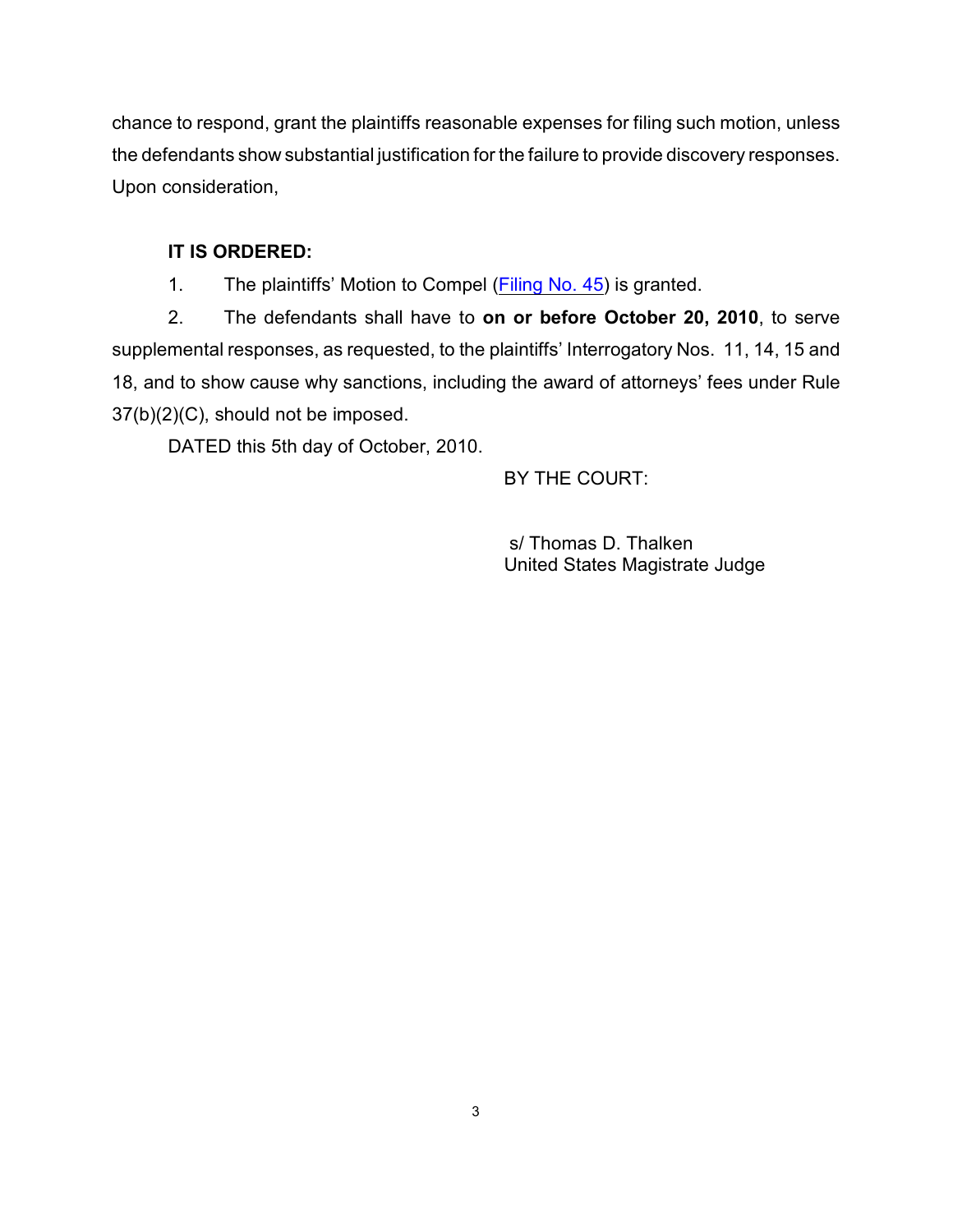chance to respond, grant the plaintiffs reasonable expenses for filing such motion, unless the defendants show substantial justification for the failure to provide discovery responses. Upon consideration,

**IT IS ORDERED:**

1. The plaintiffs' Motion to Compel (Filing No. 45) is granted.

2. The defendants shall have to **on or before October 20, 2010**, to serve supplemental responses, as requested, to the plaintiffs' Interrogatory Nos. 11, 14, 15 and 18, and to show cause why sanctions, including the award of attorneys' fees under Rule 37(b)(2)(C), should not be imposed.

DATED this 5th day of October, 2010.

BY THE COURT:

s/ Thomas D. Thalken
United States Magistrate Judge